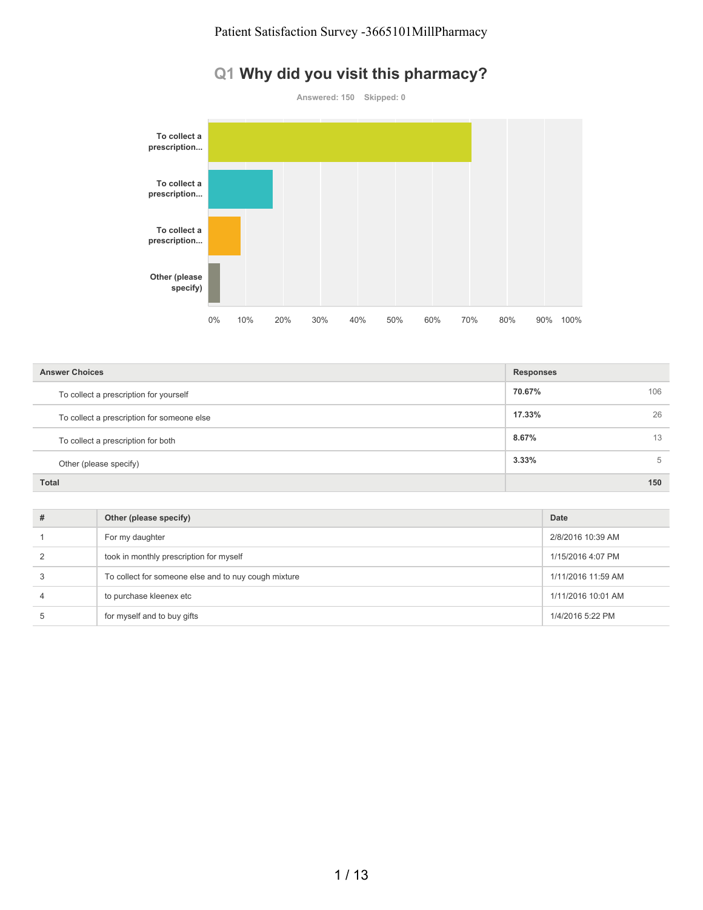# Patient Satisfaction Survey -3665101MillPharmacy

## Q1 Why did you visit this pharmacy?

Answered: 150 Skipped: 0

| Answer Choices | Responses | |
|---|---|---|
| To collect a prescription for yourself | **70.67%** | 106 |
| To collect a prescription for someone else | **17.33%** | 26 |
| To collect a prescription for both | **8.67%** | 13 |
| Other (please specify) | **3.33%** | 5 |
| **Total** | | **150** |

| # | Other (please specify) | Date |
|---|---|---|
| 1 | For my daughter | 2/8/2016 10:39 AM |
| 2 | took in monthly prescription for myself | 1/15/2016 4:07 PM |
| 3 | To collect for someone else and to nuy cough mixture | 1/11/2016 11:59 AM |
| 4 | to purchase kleenex etc | 1/11/2016 10:01 AM |
| 5 | for myself and to buy gifts | 1/4/2016 5:22 PM |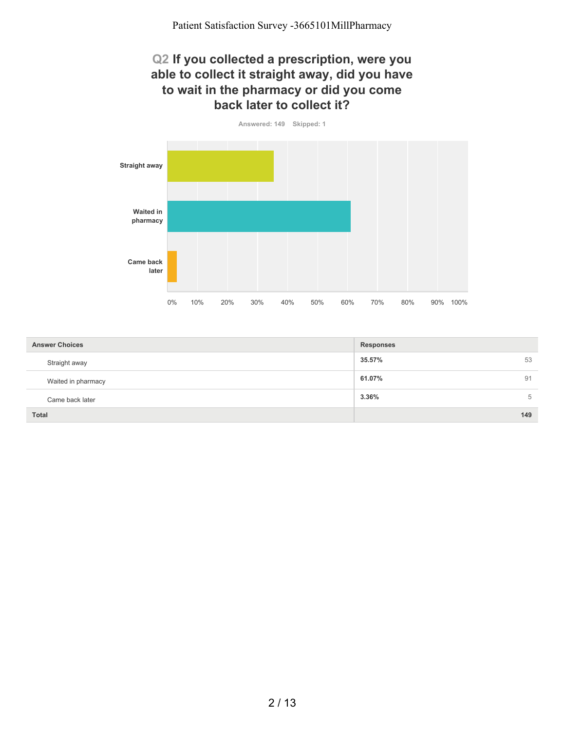## Q2 If you collected a prescription, were you able to collect it straight away, did you have to wait in the pharmacy or did you come back later to collect it?

Answered: 149 Skipped: 1

| Answer Choices | Responses | |
|---|---|---|
| Straight away | **35.57%** | 53 |
| Waited in pharmacy | **61.07%** | 91 |
| Came back later | **3.36%** | 5 |
| **Total** | | **149** |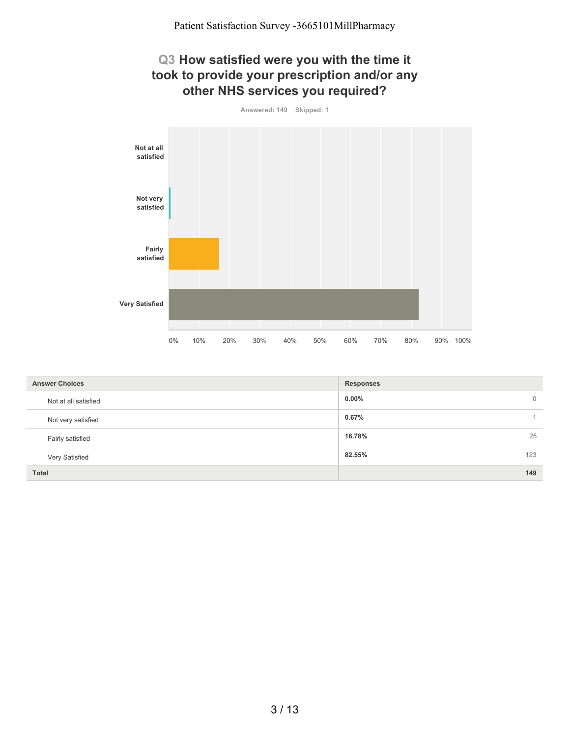## Q3 How satisfied were you with the time it took to provide your prescription and/or any other NHS services you required?

Answered: 149 Skipped: 1

| Answer Choices | Responses | |
|---|---|---|
| Not at all satisfied | 0.00% | 0 |
| Not very satisfied | 0.67% | 1 |
| Fairly satisfied | 16.78% | 25 |
| Very Satisfied | 82.55% | 123 |
| **Total** | | **149** |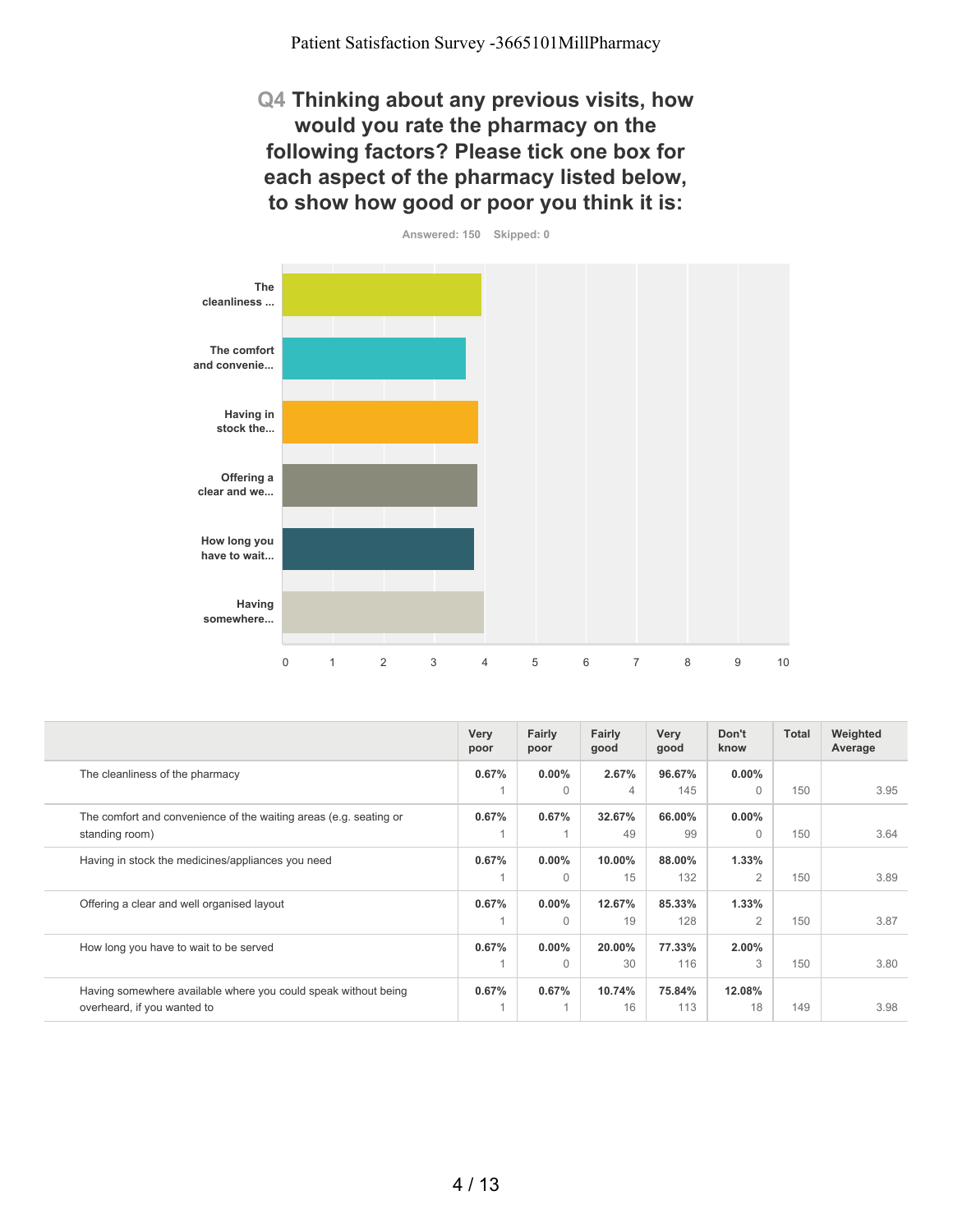## Q4 Thinking about any previous visits, how would you rate the pharmacy on the following factors? Please tick one box for each aspect of the pharmacy listed below, to show how good or poor you think it is:

Answered: 150 Skipped: 0

| | Very poor | Fairly poor | Fairly good | Very good | Don't know | Total | Weighted Average |
|---|---|---|---|---|---|---|---|
| The cleanliness of the pharmacy | 0.67% 1 | 0.00% 0 | 2.67% 4 | 96.67% 145 | 0.00% 0 | 150 | 3.95 |
| The comfort and convenience of the waiting areas (e.g. seating or standing room) | 0.67% 1 | 0.67% 1 | 32.67% 49 | 66.00% 99 | 0.00% 0 | 150 | 3.64 |
| Having in stock the medicines/appliances you need | 0.67% 1 | 0.00% 0 | 10.00% 15 | 88.00% 132 | 1.33% 2 | 150 | 3.89 |
| Offering a clear and well organised layout | 0.67% 1 | 0.00% 0 | 12.67% 19 | 85.33% 128 | 1.33% 2 | 150 | 3.87 |
| How long you have to wait to be served | 0.67% 1 | 0.00% 0 | 20.00% 30 | 77.33% 116 | 2.00% 3 | 150 | 3.80 |
| Having somewhere available where you could speak without being overheard, if you wanted to | 0.67% 1 | 0.67% 1 | 10.74% 16 | 75.84% 113 | 12.08% 18 | 149 | 3.98 |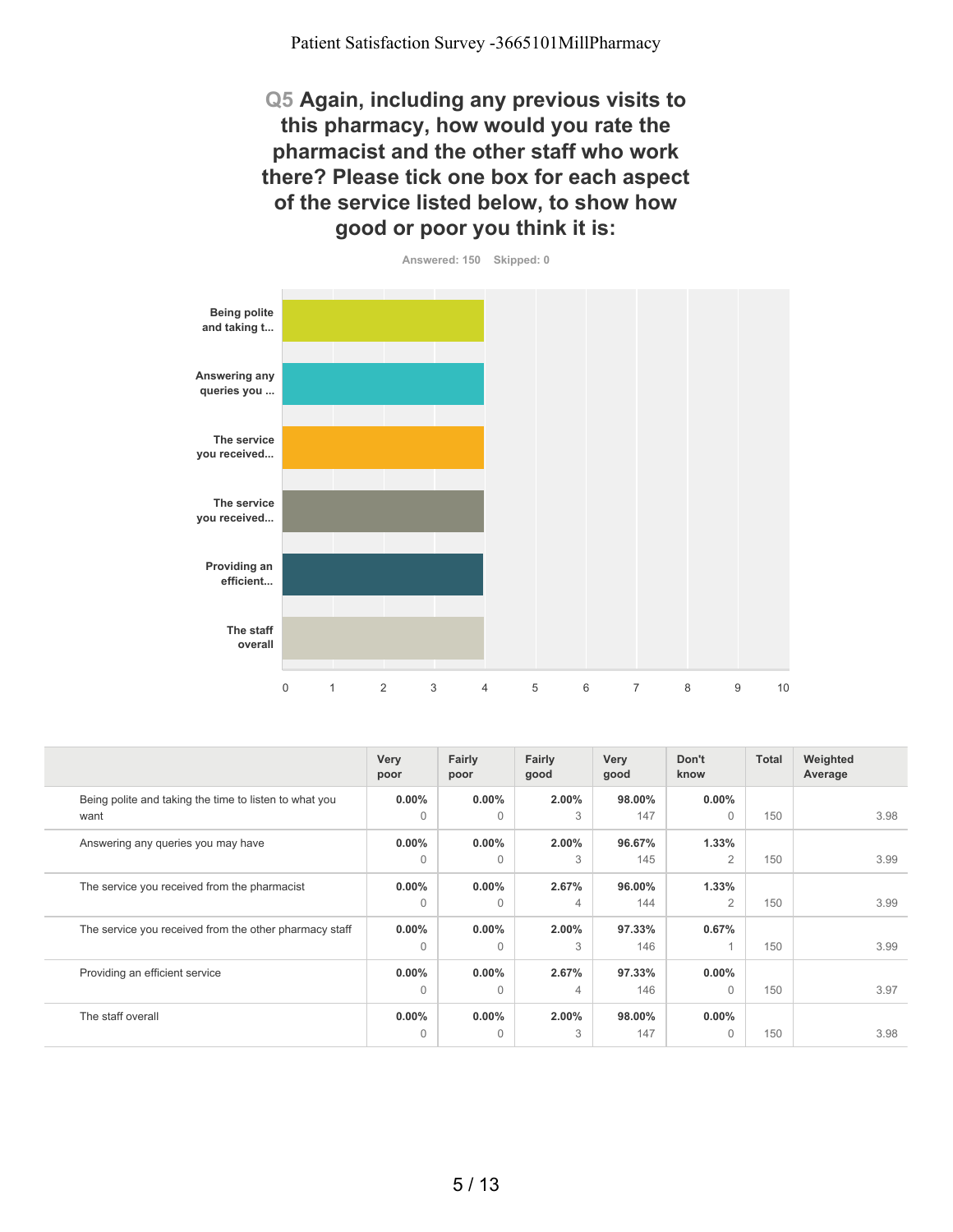## Q5 Again, including any previous visits to this pharmacy, how would you rate the pharmacist and the other staff who work there? Please tick one box for each aspect of the service listed below, to show how good or poor you think it is:

Answered: 150 Skipped: 0

| | Very poor | Fairly poor | Fairly good | Very good | Don't know | Total | Weighted Average |
|---|---|---|---|---|---|---|---|
| Being polite and taking the time to listen to what you want | 0.00% 0 | 0.00% 0 | 2.00% 3 | 98.00% 147 | 0.00% 0 | 150 | 3.98 |
| Answering any queries you may have | 0.00% 0 | 0.00% 0 | 2.00% 3 | 96.67% 145 | 1.33% 2 | 150 | 3.99 |
| The service you received from the pharmacist | 0.00% 0 | 0.00% 0 | 2.67% 4 | 96.00% 144 | 1.33% 2 | 150 | 3.99 |
| The service you received from the other pharmacy staff | 0.00% 0 | 0.00% 0 | 2.00% 3 | 97.33% 146 | 0.67% 1 | 150 | 3.99 |
| Providing an efficient service | 0.00% 0 | 0.00% 0 | 2.67% 4 | 97.33% 146 | 0.00% 0 | 150 | 3.97 |
| The staff overall | 0.00% 0 | 0.00% 0 | 2.00% 3 | 98.00% 147 | 0.00% 0 | 150 | 3.98 |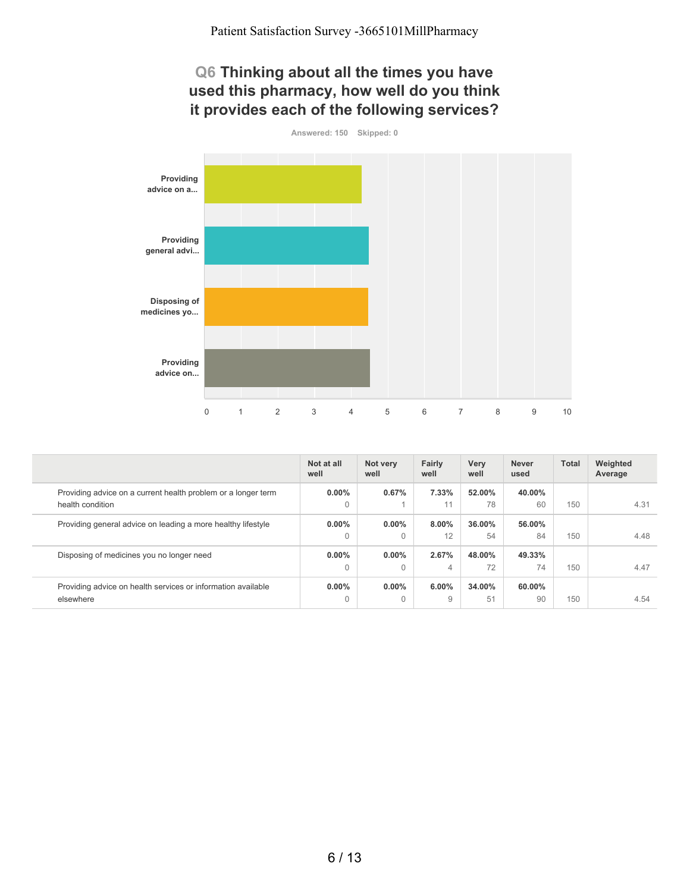## Q6 Thinking about all the times you have used this pharmacy, how well do you think it provides each of the following services?

Answered: 150 Skipped: 0

| | Not at all well | Not very well | Fairly well | Very well | Never used | Total | Weighted Average |
|---|---|---|---|---|---|---|---|
| Providing advice on a current health problem or a longer term health condition | 0.00%<br>0 | 0.67%<br>1 | 7.33%<br>11 | 52.00%<br>78 | 40.00%<br>60 | 150 | 4.31 |
| Providing general advice on leading a more healthy lifestyle | 0.00%<br>0 | 0.00%<br>0 | 8.00%<br>12 | 36.00%<br>54 | 56.00%<br>84 | 150 | 4.48 |
| Disposing of medicines you no longer need | 0.00%<br>0 | 0.00%<br>0 | 2.67%<br>4 | 48.00%<br>72 | 49.33%<br>74 | 150 | 4.47 |
| Providing advice on health services or information available elsewhere | 0.00%<br>0 | 0.00%<br>0 | 6.00%<br>9 | 34.00%<br>51 | 60.00%<br>90 | 150 | 4.54 |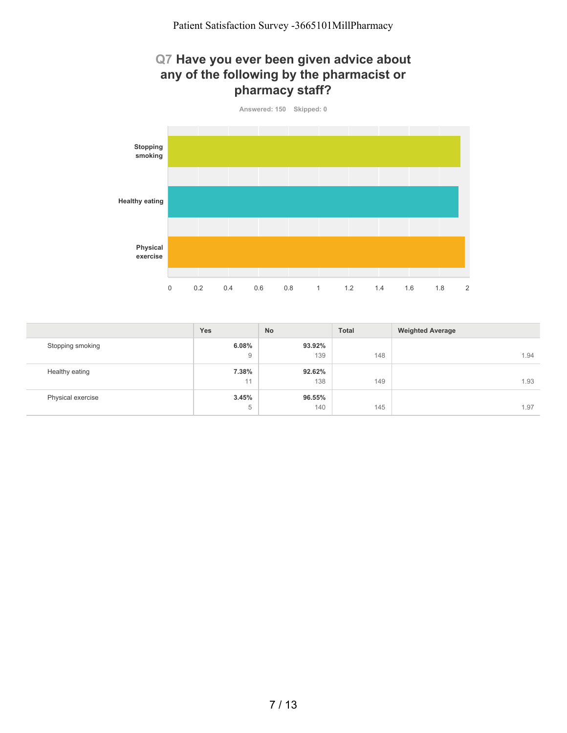## Q7 Have you ever been given advice about any of the following by the pharmacist or pharmacy staff?

Answered: 150 Skipped: 0

|  | Yes | No | Total | Weighted Average |
|---|---|---|---|---|
| Stopping smoking | **6.08%** 9 | **93.92%** 139 | 148 | 1.94 |
| Healthy eating | **7.38%** 11 | **92.62%** 138 | 149 | 1.93 |
| Physical exercise | **3.45%** 5 | **96.55%** 140 | 145 | 1.97 |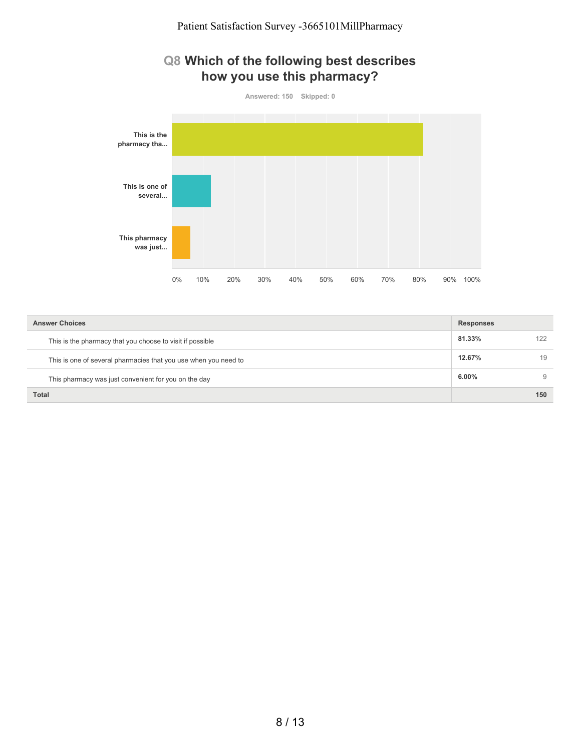## Q8 Which of the following best describes how you use this pharmacy?

Answered: 150 Skipped: 0

| Answer Choices | Responses | |
|---|---|---|
| This is the pharmacy that you choose to visit if possible | 81.33% | 122 |
| This is one of several pharmacies that you use when you need to | 12.67% | 19 |
| This pharmacy was just convenient for you on the day | 6.00% | 9 |
| **Total** | | **150** |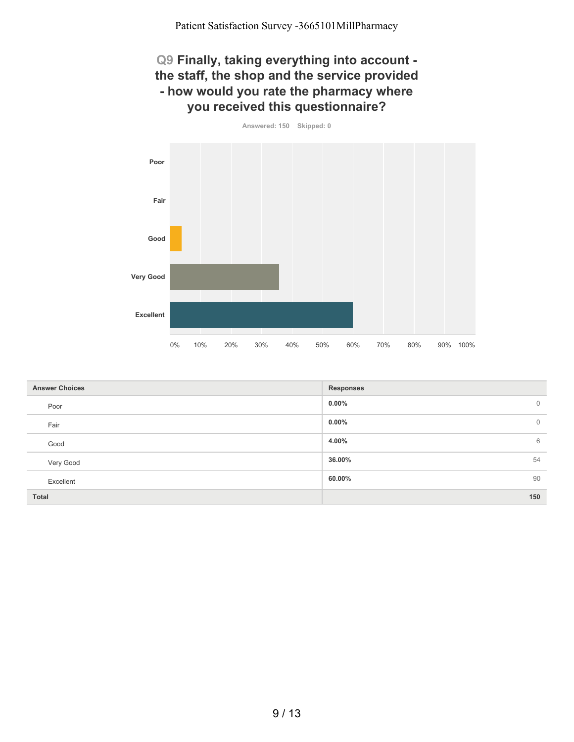## Q9 Finally, taking everything into account - the staff, the shop and the service provided - how would you rate the pharmacy where you received this questionnaire?

Answered: 150 Skipped: 0

| Answer Choices | Responses | |
|---|---|---|
| Poor | 0.00% | 0 |
| Fair | 0.00% | 0 |
| Good | 4.00% | 6 |
| Very Good | 36.00% | 54 |
| Excellent | 60.00% | 90 |
| **Total** | | **150** |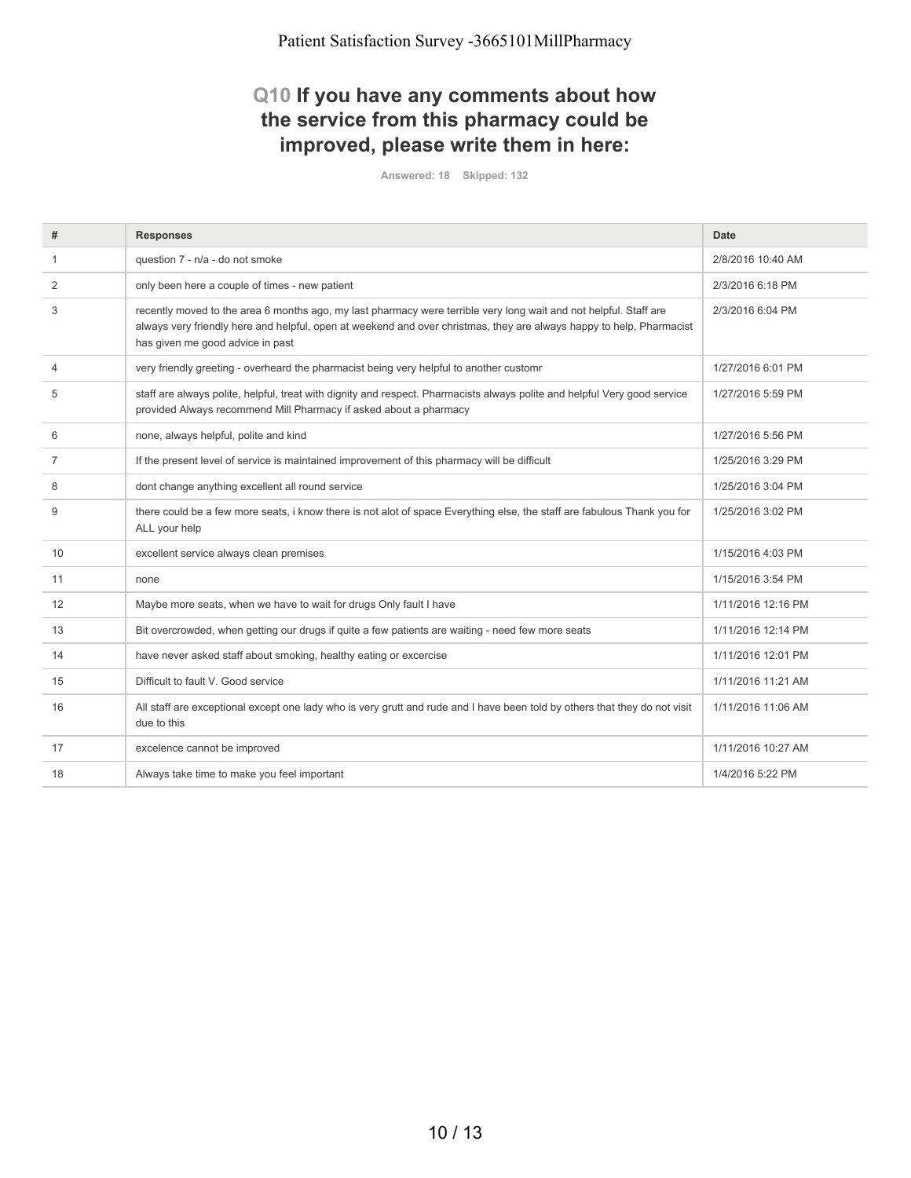## Q10 If you have any comments about how the service from this pharmacy could be improved, please write them in here:

Answered: 18 Skipped: 132

| # | Responses | Date |
| --- | --- | --- |
| 1 | question 7 - n/a - do not smoke | 2/8/2016 10:40 AM |
| 2 | only been here a couple of times - new patient | 2/3/2016 6:18 PM |
| 3 | recently moved to the area 6 months ago, my last pharmacy were terrible very long wait and not helpful. Staff are always very friendly here and helpful, open at weekend and over christmas, they are always happy to help, Pharmacist has given me good advice in past | 2/3/2016 6:04 PM |
| 4 | very friendly greeting - overheard the pharmacist being very helpful to another customr | 1/27/2016 6:01 PM |
| 5 | staff are always polite, helpful, treat with dignity and respect. Pharmacists always polite and helpful Very good service provided Always recommend Mill Pharmacy if asked about a pharmacy | 1/27/2016 5:59 PM |
| 6 | none, always helpful, polite and kind | 1/27/2016 5:56 PM |
| 7 | If the present level of service is maintained improvement of this pharmacy will be difficult | 1/25/2016 3:29 PM |
| 8 | dont change anything excellent all round service | 1/25/2016 3:04 PM |
| 9 | there could be a few more seats, i know there is not alot of space Everything else, the staff are fabulous Thank you for ALL your help | 1/25/2016 3:02 PM |
| 10 | excellent service always clean premises | 1/15/2016 4:03 PM |
| 11 | none | 1/15/2016 3:54 PM |
| 12 | Maybe more seats, when we have to wait for drugs Only fault I have | 1/11/2016 12:16 PM |
| 13 | Bit overcrowded, when getting our drugs if quite a few patients are waiting - need few more seats | 1/11/2016 12:14 PM |
| 14 | have never asked staff about smoking, healthy eating or excercise | 1/11/2016 12:01 PM |
| 15 | Difficult to fault V. Good service | 1/11/2016 11:21 AM |
| 16 | All staff are exceptional except one lady who is very grutt and rude and I have been told by others that they do not visit due to this | 1/11/2016 11:06 AM |
| 17 | excelence cannot be improved | 1/11/2016 10:27 AM |
| 18 | Always take time to make you feel important | 1/4/2016 5:22 PM |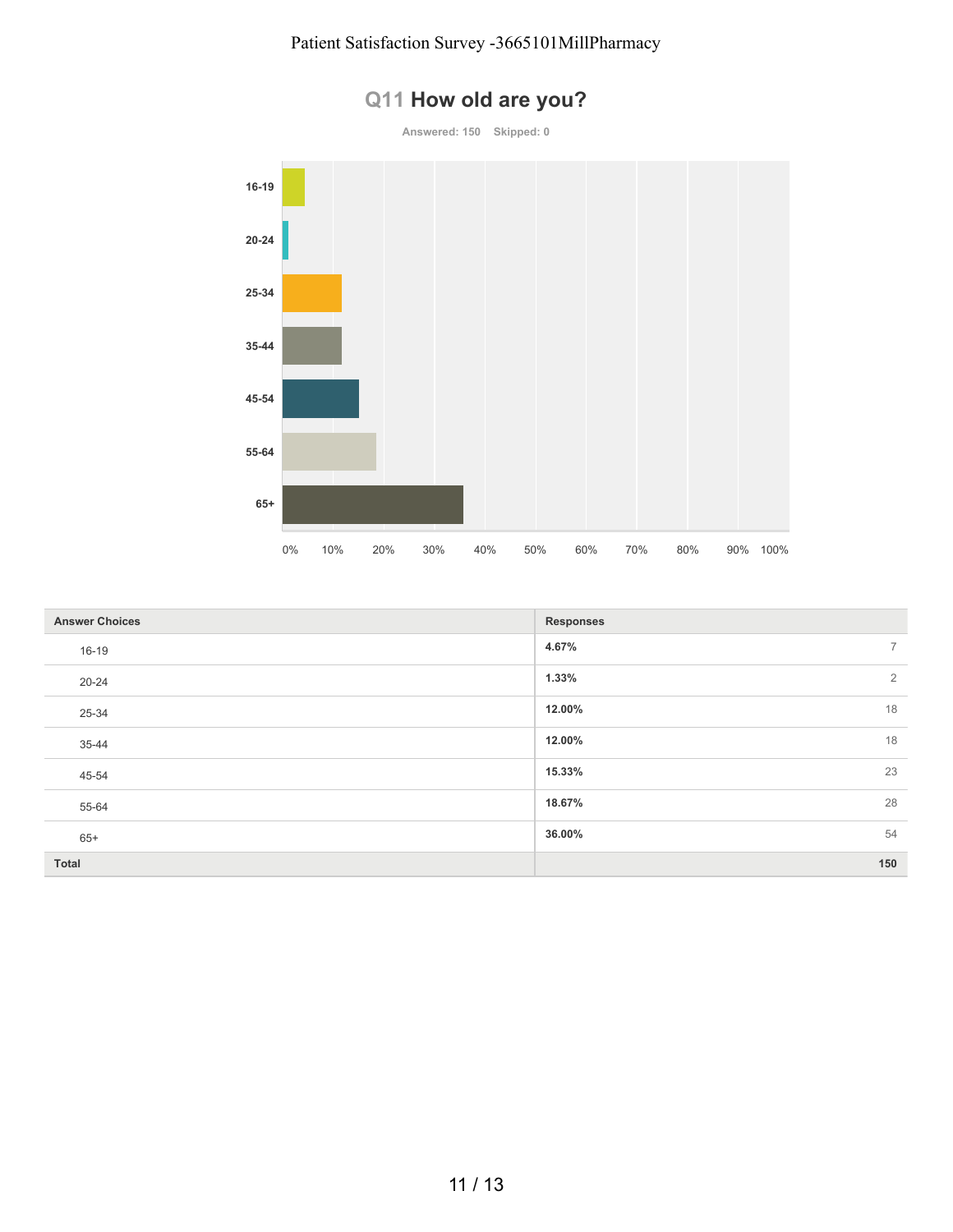## Q11 How old are you?

Answered: 150 Skipped: 0

| Answer Choices | Responses | |
|---|---|---|
| 16-19 | 4.67% | 7 |
| 20-24 | 1.33% | 2 |
| 25-34 | 12.00% | 18 |
| 35-44 | 12.00% | 18 |
| 45-54 | 15.33% | 23 |
| 55-64 | 18.67% | 28 |
| 65+ | 36.00% | 54 |
| **Total** | | **150** |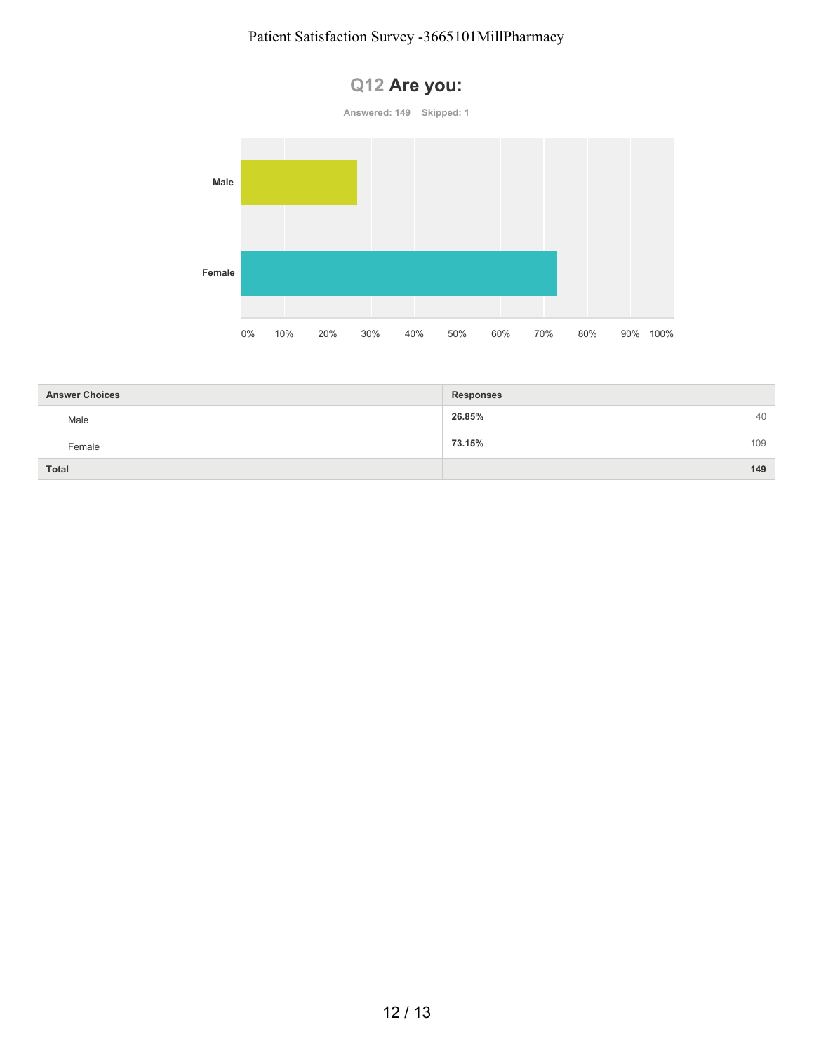## Q12 Are you:

Answered: 149 Skipped: 1

| Answer Choices | Responses | |
|---|---|---|
| Male | 26.85% | 40 |
| Female | 73.15% | 109 |
| **Total** | | **149** |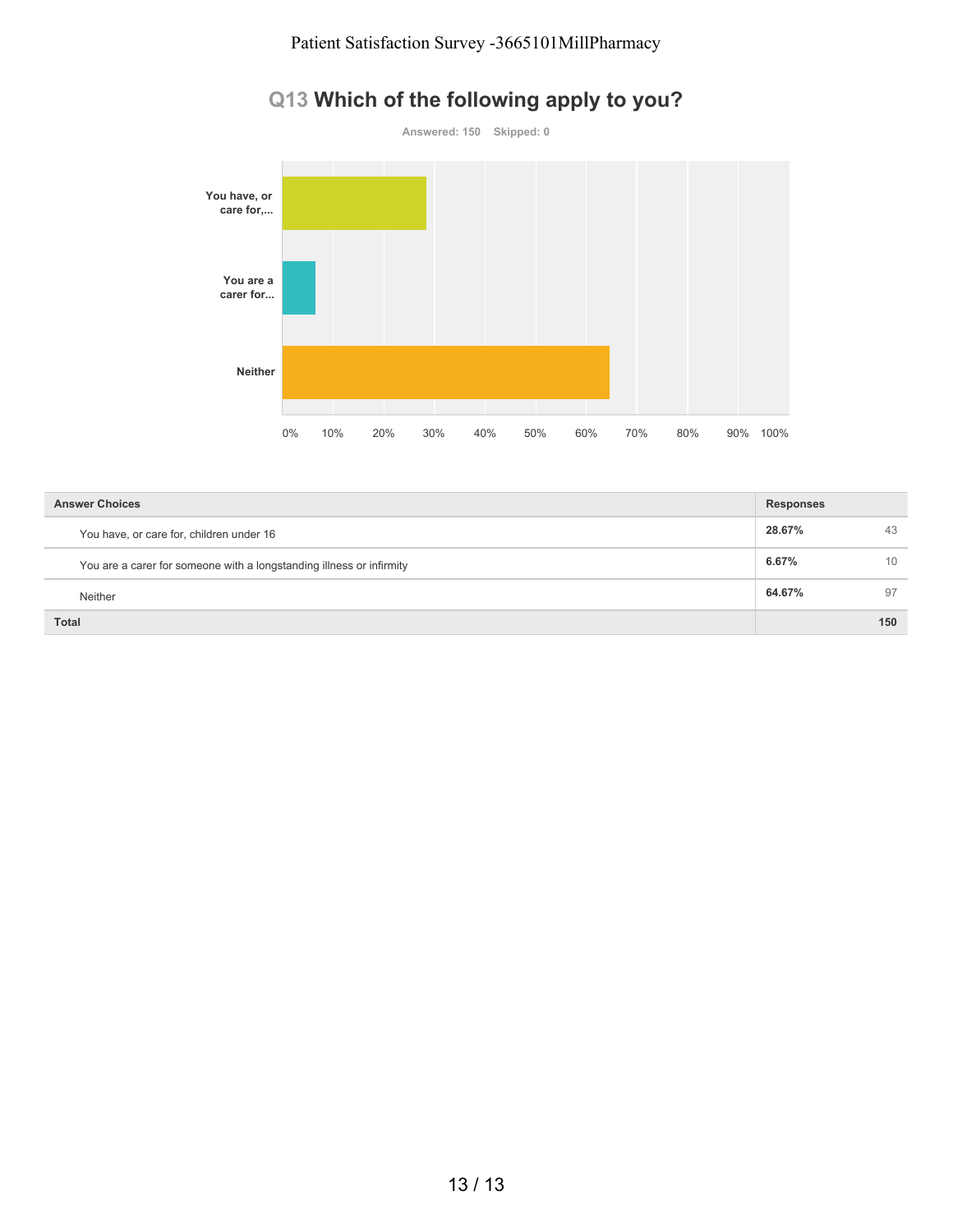## Q13 Which of the following apply to you?

Answered: 150 Skipped: 0

You have, or care for,...

You are a carer for...

Neither

0% 10% 20% 30% 40% 50% 60% 70% 80% 90% 100%

| Answer Choices | Responses | |
|---|---|---|
| You have, or care for, children under 16 | 28.67% | 43 |
| You are a carer for someone with a longstanding illness or infirmity | 6.67% | 10 |
| Neither | 64.67% | 97 |
| **Total** | | **150** |